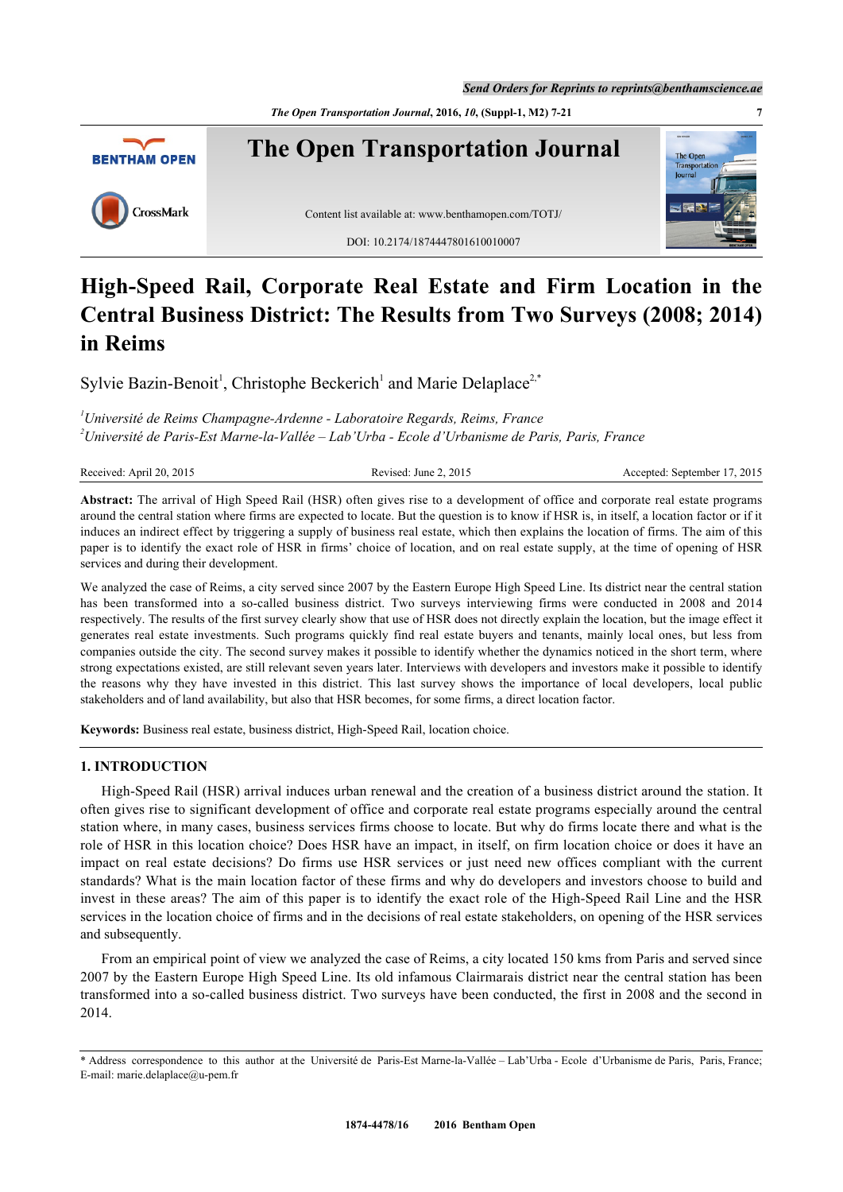# High-Speed Rail, Corporate Real Estate and Firm Location in the Central Business District: The Results from Two Surveys (2008; 2014) in Reims

Sylvie Bazin-Benoit[1], Christophe Beckerich[1] and Marie Delaplace[2,*]

[1]*Université de Reims Champagne-Ardenne - Laboratoire Regards, Reims, France*
[2]*Université de Paris-Est Marne-la-Vallée – Lab'Urba - Ecole d'Urbanisme de Paris, Paris, France*

Received: April 20, 2015 | Revised: June 2, 2015 | Accepted: September 17, 2015

**Abstract:** The arrival of High Speed Rail (HSR) often gives rise to a development of office and corporate real estate programs around the central station where firms are expected to locate. But the question is to know if HSR is, in itself, a location factor or if it induces an indirect effect by triggering a supply of business real estate, which then explains the location of firms. The aim of this paper is to identify the exact role of HSR in firms' choice of location, and on real estate supply, at the time of opening of HSR services and during their development.

We analyzed the case of Reims, a city served since 2007 by the Eastern Europe High Speed Line. Its district near the central station has been transformed into a so-called business district. Two surveys interviewing firms were conducted in 2008 and 2014 respectively. The results of the first survey clearly show that use of HSR does not directly explain the location, but the image effect it generates real estate investments. Such programs quickly find real estate buyers and tenants, mainly local ones, but less from companies outside the city. The second survey makes it possible to identify whether the dynamics noticed in the short term, where strong expectations existed, are still relevant seven years later. Interviews with developers and investors make it possible to identify the reasons why they have invested in this district. This last survey shows the importance of local developers, local public stakeholders and of land availability, but also that HSR becomes, for some firms, a direct location factor.

**Keywords:** Business real estate, business district, High-Speed Rail, location choice.

## 1. INTRODUCTION

High-Speed Rail (HSR) arrival induces urban renewal and the creation of a business district around the station. It often gives rise to significant development of office and corporate real estate programs especially around the central station where, in many cases, business services firms choose to locate. But why do firms locate there and what is the role of HSR in this location choice? Does HSR have an impact, in itself, on firm location choice or does it have an impact on real estate decisions? Do firms use HSR services or just need new offices compliant with the current standards? What is the main location factor of these firms and why do developers and investors choose to build and invest in these areas? The aim of this paper is to identify the exact role of the High-Speed Rail Line and the HSR services in the location choice of firms and in the decisions of real estate stakeholders, on opening of the HSR services and subsequently.

From an empirical point of view we analyzed the case of Reims, a city located 150 kms from Paris and served since 2007 by the Eastern Europe High Speed Line. Its old infamous Clairmarais district near the central station has been transformed into a so-called business district. Two surveys have been conducted, the first in 2008 and the second in 2014.

---

\* Address correspondence to this author at the Université de Paris-Est Marne-la-Vallée – Lab'Urba - Ecole d'Urbanisme de Paris, Paris, France; E-mail: marie.delaplace@u-pem.fr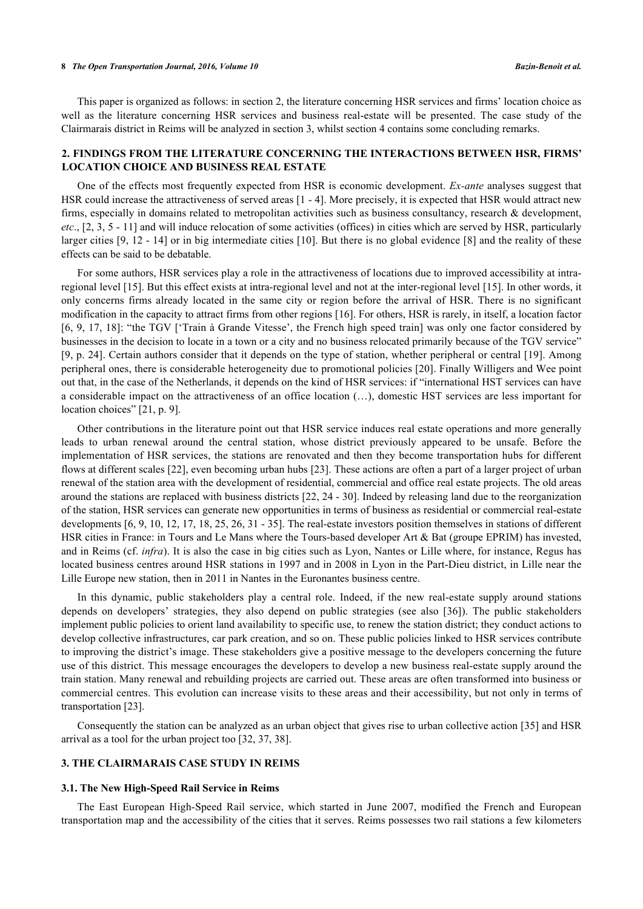This paper is organized as follows: in section 2, the literature concerning HSR services and firms' location choice as well as the literature concerning HSR services and business real-estate will be presented. The case study of the Clairmarais district in Reims will be analyzed in section 3, whilst section 4 contains some concluding remarks.

## 2. FINDINGS FROM THE LITERATURE CONCERNING THE INTERACTIONS BETWEEN HSR, FIRMS' LOCATION CHOICE AND BUSINESS REAL ESTATE

One of the effects most frequently expected from HSR is economic development. *Ex-ante* analyses suggest that HSR could increase the attractiveness of served areas [1 - 4]. More precisely, it is expected that HSR would attract new firms, especially in domains related to metropolitan activities such as business consultancy, research & development, *etc*., [2, 3, 5 - 11] and will induce relocation of some activities (offices) in cities which are served by HSR, particularly larger cities [9, 12 - 14] or in big intermediate cities [10]. But there is no global evidence [8] and the reality of these effects can be said to be debatable.

For some authors, HSR services play a role in the attractiveness of locations due to improved accessibility at intra-regional level [15]. But this effect exists at intra-regional level and not at the inter-regional level [15]. In other words, it only concerns firms already located in the same city or region before the arrival of HSR. There is no significant modification in the capacity to attract firms from other regions [16]. For others, HSR is rarely, in itself, a location factor [6, 9, 17, 18]: "the TGV ['Train à Grande Vitesse', the French high speed train] was only one factor considered by businesses in the decision to locate in a town or a city and no business relocated primarily because of the TGV service" [9, p. 24]. Certain authors consider that it depends on the type of station, whether peripheral or central [19]. Among peripheral ones, there is considerable heterogeneity due to promotional policies [20]. Finally Willigers and Wee point out that, in the case of the Netherlands, it depends on the kind of HSR services: if "international HST services can have a considerable impact on the attractiveness of an office location (…), domestic HST services are less important for location choices" [21, p. 9].

Other contributions in the literature point out that HSR service induces real estate operations and more generally leads to urban renewal around the central station, whose district previously appeared to be unsafe. Before the implementation of HSR services, the stations are renovated and then they become transportation hubs for different flows at different scales [22], even becoming urban hubs [23]. These actions are often a part of a larger project of urban renewal of the station area with the development of residential, commercial and office real estate projects. The old areas around the stations are replaced with business districts [22, 24 - 30]. Indeed by releasing land due to the reorganization of the station, HSR services can generate new opportunities in terms of business as residential or commercial real-estate developments [6, 9, 10, 12, 17, 18, 25, 26, 31 - 35]. The real-estate investors position themselves in stations of different HSR cities in France: in Tours and Le Mans where the Tours-based developer Art & Bat (groupe EPRIM) has invested, and in Reims (cf. *infra*). It is also the case in big cities such as Lyon, Nantes or Lille where, for instance, Regus has located business centres around HSR stations in 1997 and in 2008 in Lyon in the Part-Dieu district, in Lille near the Lille Europe new station, then in 2011 in Nantes in the Euronantes business centre.

In this dynamic, public stakeholders play a central role. Indeed, if the new real-estate supply around stations depends on developers' strategies, they also depend on public strategies (see also [36]). The public stakeholders implement public policies to orient land availability to specific use, to renew the station district; they conduct actions to develop collective infrastructures, car park creation, and so on. These public policies linked to HSR services contribute to improving the district's image. These stakeholders give a positive message to the developers concerning the future use of this district. This message encourages the developers to develop a new business real-estate supply around the train station. Many renewal and rebuilding projects are carried out. These areas are often transformed into business or commercial centres. This evolution can increase visits to these areas and their accessibility, but not only in terms of transportation [23].

Consequently the station can be analyzed as an urban object that gives rise to urban collective action [35] and HSR arrival as a tool for the urban project too [32, 37, 38].

## 3. THE CLAIRMARAIS CASE STUDY IN REIMS

### 3.1. The New High-Speed Rail Service in Reims

The East European High-Speed Rail service, which started in June 2007, modified the French and European transportation map and the accessibility of the cities that it serves. Reims possesses two rail stations a few kilometers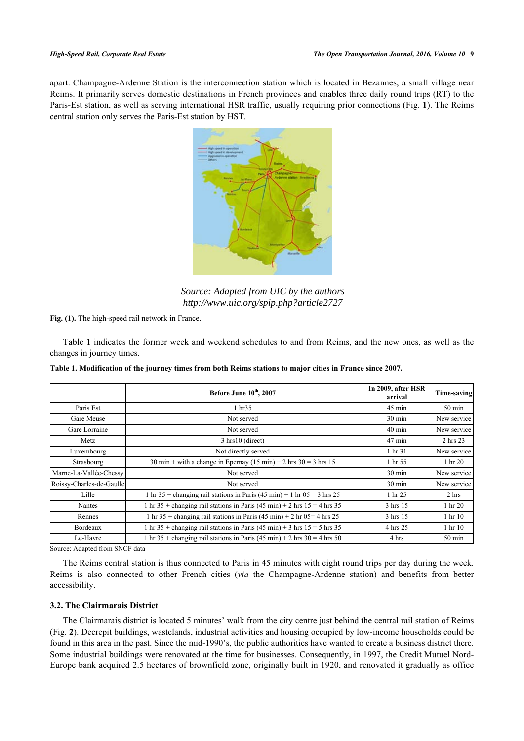apart. Champagne-Ardenne Station is the interconnection station which is located in Bezannes, a small village near Reims. It primarily serves domestic destinations in French provinces and enables three daily round trips (RT) to the Paris-Est station, as well as serving international HSR traffic, usually requiring prior connections (Fig. **1**). The Reims central station only serves the Paris-Est station by HST.

*Source: Adapted from UIC by the authors*
*http://www.uic.org/spip.php?article2727*

**Fig. (1).** The high-speed rail network in France.

Table **1** indicates the former week and weekend schedules to and from Reims, and the new ones, as well as the changes in journey times.

**Table 1. Modification of the journey times from both Reims stations to major cities in France since 2007.**

| | Before June 10th, 2007 | In 2009, after HSR arrival | Time-saving |
|---|---|---|---|
| Paris Est | 1 hr35 | 45 min | 50 min |
| Gare Meuse | Not served | 30 min | New service |
| Gare Lorraine | Not served | 40 min | New service |
| Metz | 3 hrs10 (direct) | 47 min | 2 hrs 23 |
| Luxembourg | Not directly served | 1 hr 31 | New service |
| Strasbourg | 30 min + with a change in Epernay (15 min) + 2 hrs 30 = 3 hrs 15 | 1 hr 55 | 1 hr 20 |
| Marne-La-Vallée-Chessy | Not served | 30 min | New service |
| Roissy-Charles-de-Gaulle | Not served | 30 min | New service |
| Lille | 1 hr 35 + changing rail stations in Paris (45 min) + 1 hr 05 = 3 hrs 25 | 1 hr 25 | 2 hrs |
| Nantes | 1 hr 35 + changing rail stations in Paris (45 min) + 2 hrs 15 = 4 hrs 35 | 3 hrs 15 | 1 hr 20 |
| Rennes | 1 hr 35 + changing rail stations in Paris (45 min) + 2 hr 05= 4 hrs 25 | 3 hrs 15 | 1 hr 10 |
| Bordeaux | 1 hr 35 + changing rail stations in Paris (45 min) + 3 hrs 15 = 5 hrs 35 | 4 hrs 25 | 1 hr 10 |
| Le-Havre | 1 hr 35 + changing rail stations in Paris (45 min) + 2 hrs 30 = 4 hrs 50 | 4 hrs | 50 min |

Source: Adapted from SNCF data

The Reims central station is thus connected to Paris in 45 minutes with eight round trips per day during the week. Reims is also connected to other French cities (*via* the Champagne-Ardenne station) and benefits from better accessibility.

### 3.2. The Clairmarais District

The Clairmarais district is located 5 minutes' walk from the city centre just behind the central rail station of Reims (Fig. **2**). Decrepit buildings, wastelands, industrial activities and housing occupied by low-income households could be found in this area in the past. Since the mid-1990's, the public authorities have wanted to create a business district there. Some industrial buildings were renovated at the time for businesses. Consequently, in 1997, the Credit Mutuel Nord-Europe bank acquired 2.5 hectares of brownfield zone, originally built in 1920, and renovated it gradually as office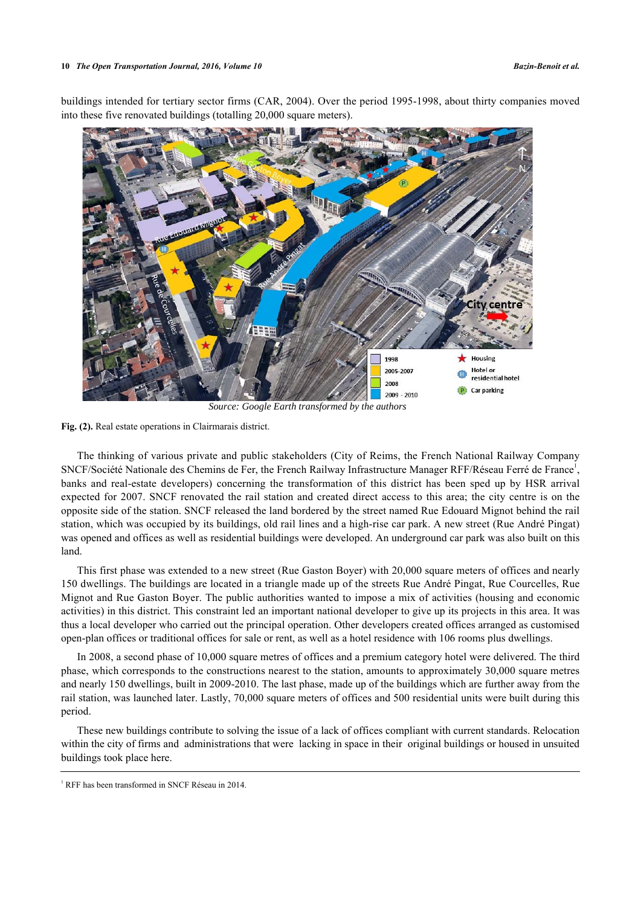buildings intended for tertiary sector firms (CAR, 2004). Over the period 1995-1998, about thirty companies moved into these five renovated buildings (totalling 20,000 square meters).

*Source: Google Earth transformed by the authors*

**Fig. (2).** Real estate operations in Clairmarais district.

The thinking of various private and public stakeholders (City of Reims, the French National Railway Company SNCF/Société Nationale des Chemins de Fer, the French Railway Infrastructure Manager RFF/Réseau Ferré de France[1], banks and real-estate developers) concerning the transformation of this district has been sped up by HSR arrival expected for 2007. SNCF renovated the rail station and created direct access to this area; the city centre is on the opposite side of the station. SNCF released the land bordered by the street named Rue Edouard Mignot behind the rail station, which was occupied by its buildings, old rail lines and a high-rise car park. A new street (Rue André Pingat) was opened and offices as well as residential buildings were developed. An underground car park was also built on this land.

This first phase was extended to a new street (Rue Gaston Boyer) with 20,000 square meters of offices and nearly 150 dwellings. The buildings are located in a triangle made up of the streets Rue André Pingat, Rue Courcelles, Rue Mignot and Rue Gaston Boyer. The public authorities wanted to impose a mix of activities (housing and economic activities) in this district. This constraint led an important national developer to give up its projects in this area. It was thus a local developer who carried out the principal operation. Other developers created offices arranged as customised open-plan offices or traditional offices for sale or rent, as well as a hotel residence with 106 rooms plus dwellings.

In 2008, a second phase of 10,000 square metres of offices and a premium category hotel were delivered. The third phase, which corresponds to the constructions nearest to the station, amounts to approximately 30,000 square metres and nearly 150 dwellings, built in 2009-2010. The last phase, made up of the buildings which are further away from the rail station, was launched later. Lastly, 70,000 square meters of offices and 500 residential units were built during this period.

These new buildings contribute to solving the issue of a lack of offices compliant with current standards. Relocation within the city of firms and administrations that were lacking in space in their original buildings or housed in unsuited buildings took place here.

[1] RFF has been transformed in SNCF Réseau in 2014.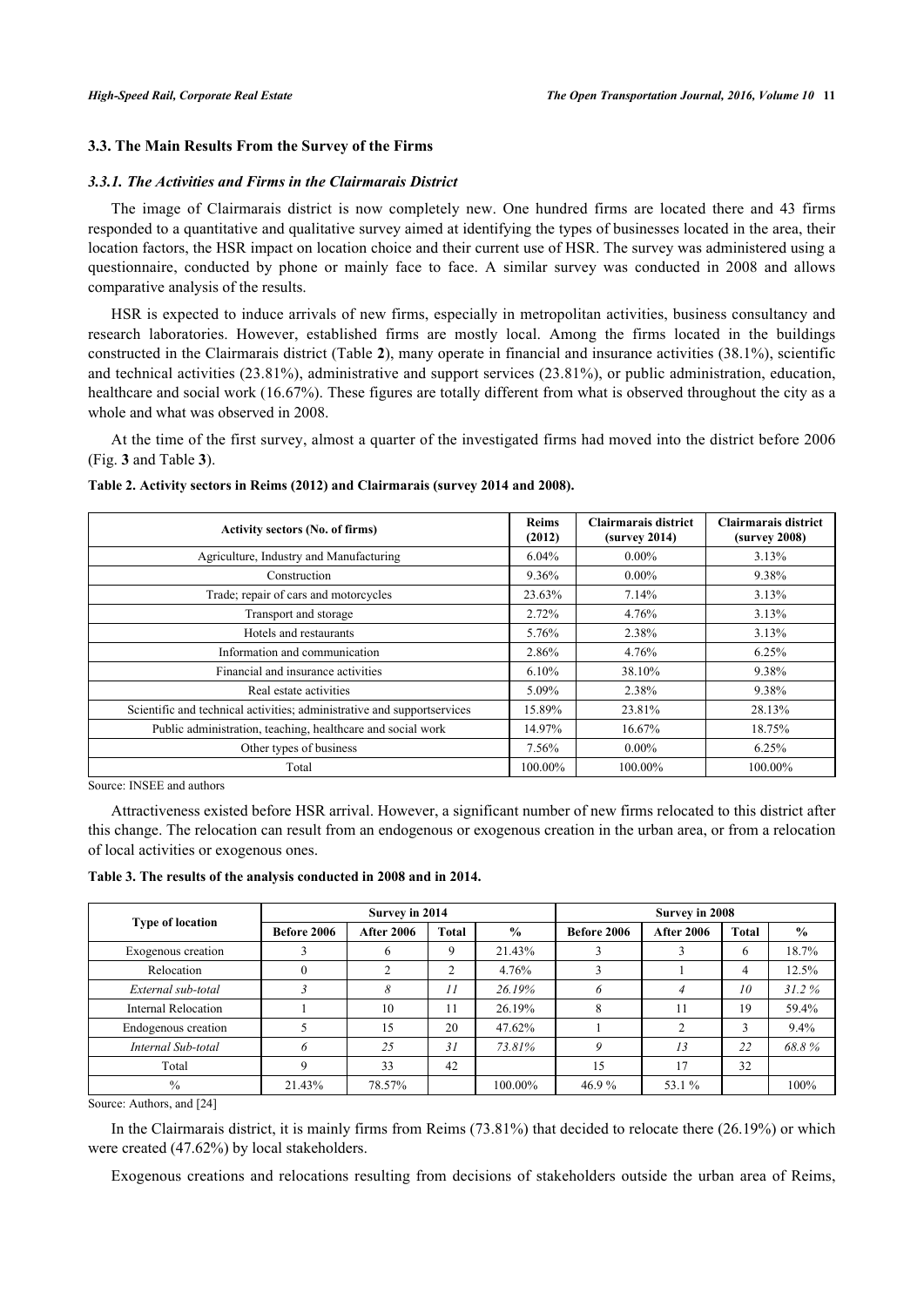### 3.3. The Main Results From the Survey of the Firms

#### *3.3.1. The Activities and Firms in the Clairmarais District*

The image of Clairmarais district is now completely new. One hundred firms are located there and 43 firms responded to a quantitative and qualitative survey aimed at identifying the types of businesses located in the area, their location factors, the HSR impact on location choice and their current use of HSR. The survey was administered using a questionnaire, conducted by phone or mainly face to face. A similar survey was conducted in 2008 and allows comparative analysis of the results.

HSR is expected to induce arrivals of new firms, especially in metropolitan activities, business consultancy and research laboratories. However, established firms are mostly local. Among the firms located in the buildings constructed in the Clairmarais district (Table **2**), many operate in financial and insurance activities (38.1%), scientific and technical activities (23.81%), administrative and support services (23.81%), or public administration, education, healthcare and social work (16.67%). These figures are totally different from what is observed throughout the city as a whole and what was observed in 2008.

At the time of the first survey, almost a quarter of the investigated firms had moved into the district before 2006 (Fig. **3** and Table **3**).

**Table 2. Activity sectors in Reims (2012) and Clairmarais (survey 2014 and 2008).**

| Activity sectors (No. of firms) | Reims (2012) | Clairmarais district (survey 2014) | Clairmarais district (survey 2008) |
|---|---|---|---|
| Agriculture, Industry and Manufacturing | 6.04% | 0.00% | 3.13% |
| Construction | 9.36% | 0.00% | 9.38% |
| Trade; repair of cars and motorcycles | 23.63% | 7.14% | 3.13% |
| Transport and storage | 2.72% | 4.76% | 3.13% |
| Hotels and restaurants | 5.76% | 2.38% | 3.13% |
| Information and communication | 2.86% | 4.76% | 6.25% |
| Financial and insurance activities | 6.10% | 38.10% | 9.38% |
| Real estate activities | 5.09% | 2.38% | 9.38% |
| Scientific and technical activities; administrative and supportservices | 15.89% | 23.81% | 28.13% |
| Public administration, teaching, healthcare and social work | 14.97% | 16.67% | 18.75% |
| Other types of business | 7.56% | 0.00% | 6.25% |
| Total | 100.00% | 100.00% | 100.00% |

Source: INSEE and authors

Attractiveness existed before HSR arrival. However, a significant number of new firms relocated to this district after this change. The relocation can result from an endogenous or exogenous creation in the urban area, or from a relocation of local activities or exogenous ones.

**Table 3. The results of the analysis conducted in 2008 and in 2014.**

| Type of location | Survey in 2014 | | | | Survey in 2008 | | | |
|---|---|---|---|---|---|---|---|---|
| | Before 2006 | After 2006 | Total | % | Before 2006 | After 2006 | Total | % |
| Exogenous creation | 3 | 6 | 9 | 21.43% | 3 | 3 | 6 | 18.7% |
| Relocation | 0 | 2 | 2 | 4.76% | 3 | 1 | 4 | 12.5% |
| *External sub-total* | *3* | *8* | *11* | *26.19%* | *6* | *4* | *10* | *31.2 %* |
| Internal Relocation | 1 | 10 | 11 | 26.19% | 8 | 11 | 19 | 59.4% |
| Endogenous creation | 5 | 15 | 20 | 47.62% | 1 | 2 | 3 | 9.4% |
| *Internal Sub-total* | *6* | *25* | *31* | *73.81%* | *9* | *13* | *22* | *68.8 %* |
| Total | 9 | 33 | 42 | | 15 | 17 | 32 | |
| % | 21.43% | 78.57% | | 100.00% | 46.9 % | 53.1 % | | 100% |

Source: Authors, and [24]

In the Clairmarais district, it is mainly firms from Reims (73.81%) that decided to relocate there (26.19%) or which were created (47.62%) by local stakeholders.

Exogenous creations and relocations resulting from decisions of stakeholders outside the urban area of Reims,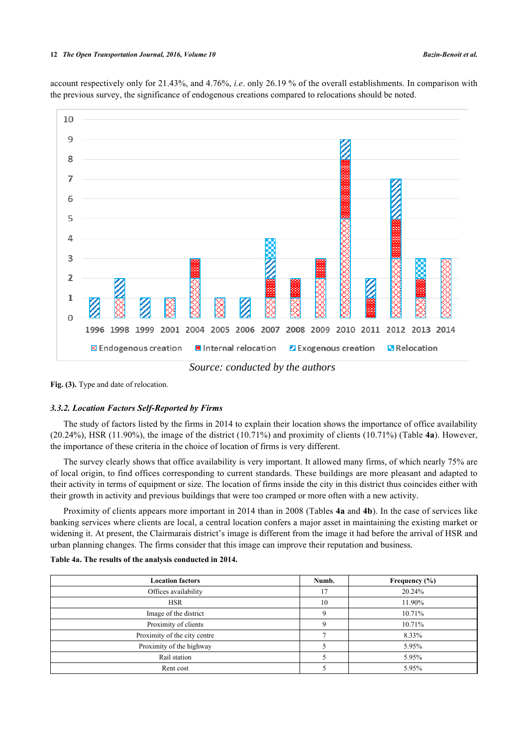account respectively only for 21.43%, and 4.76%, *i.e*. only 26.19 % of the overall establishments. In comparison with the previous survey, the significance of endogenous creations compared to relocations should be noted.

*Source: conducted by the authors*

**Fig. (3).** Type and date of relocation.

### *3.3.2. Location Factors Self-Reported by Firms*

The study of factors listed by the firms in 2014 to explain their location shows the importance of office availability (20.24%), HSR (11.90%), the image of the district (10.71%) and proximity of clients (10.71%) (Table **4a**). However, the importance of these criteria in the choice of location of firms is very different.

The survey clearly shows that office availability is very important. It allowed many firms, of which nearly 75% are of local origin, to find offices corresponding to current standards. These buildings are more pleasant and adapted to their activity in terms of equipment or size. The location of firms inside the city in this district thus coincides either with their growth in activity and previous buildings that were too cramped or more often with a new activity.

Proximity of clients appears more important in 2014 than in 2008 (Tables **4a** and **4b**). In the case of services like banking services where clients are local, a central location confers a major asset in maintaining the existing market or widening it. At present, the Clairmarais district's image is different from the image it had before the arrival of HSR and urban planning changes. The firms consider that this image can improve their reputation and business.

**Table 4a. The results of the analysis conducted in 2014.**

| Location factors | Numb. | Frequency (%) |
|---|---|---|
| Offices availability | 17 | 20.24% |
| HSR | 10 | 11.90% |
| Image of the district | 9 | 10.71% |
| Proximity of clients | 9 | 10.71% |
| Proximity of the city centre | 7 | 8.33% |
| Proximity of the highway | 5 | 5.95% |
| Rail station | 5 | 5.95% |
| Rent cost | 5 | 5.95% |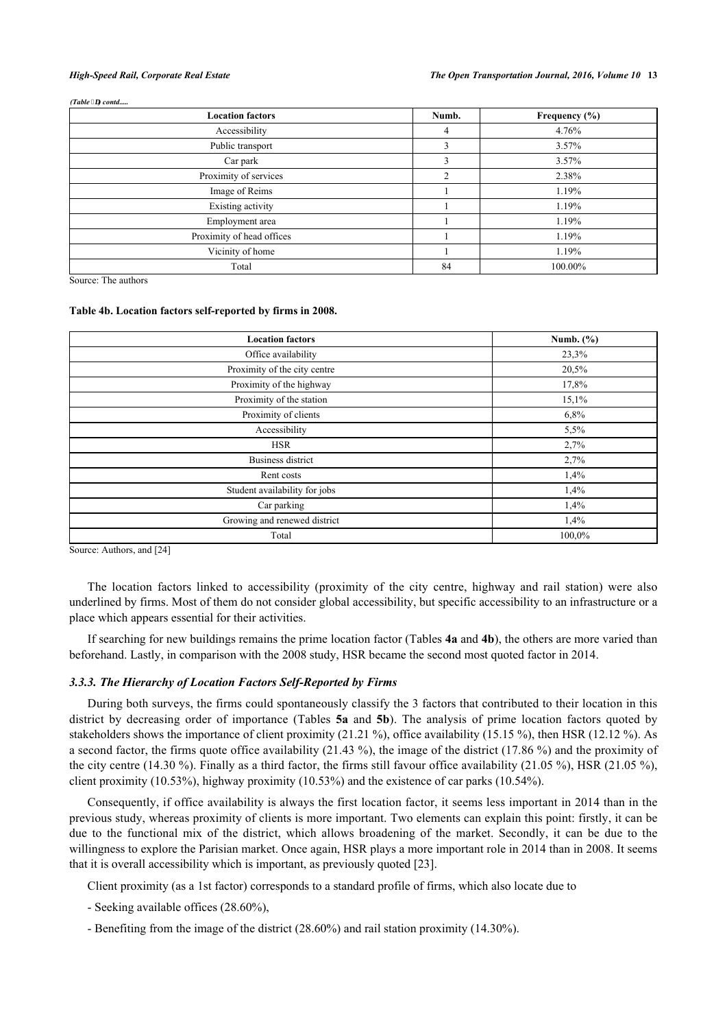*(Table 4a) contd.....*

| Location factors | Numb. | Frequency (%) |
|---|---|---|
| Accessibility | 4 | 4.76% |
| Public transport | 3 | 3.57% |
| Car park | 3 | 3.57% |
| Proximity of services | 2 | 2.38% |
| Image of Reims | 1 | 1.19% |
| Existing activity | 1 | 1.19% |
| Employment area | 1 | 1.19% |
| Proximity of head offices | 1 | 1.19% |
| Vicinity of home | 1 | 1.19% |
| Total | 84 | 100.00% |

Source: The authors

**Table 4b. Location factors self-reported by firms in 2008.**

| Location factors | Numb. (%) |
|---|---|
| Office availability | 23,3% |
| Proximity of the city centre | 20,5% |
| Proximity of the highway | 17,8% |
| Proximity of the station | 15,1% |
| Proximity of clients | 6,8% |
| Accessibility | 5,5% |
| HSR | 2,7% |
| Business district | 2,7% |
| Rent costs | 1,4% |
| Student availability for jobs | 1,4% |
| Car parking | 1,4% |
| Growing and renewed district | 1,4% |
| Total | 100,0% |

Source: Authors, and [24]

The location factors linked to accessibility (proximity of the city centre, highway and rail station) were also underlined by firms. Most of them do not consider global accessibility, but specific accessibility to an infrastructure or a place which appears essential for their activities.

If searching for new buildings remains the prime location factor (Tables **4a** and **4b**), the others are more varied than beforehand. Lastly, in comparison with the 2008 study, HSR became the second most quoted factor in 2014.

### *3.3.3. The Hierarchy of Location Factors Self-Reported by Firms*

During both surveys, the firms could spontaneously classify the 3 factors that contributed to their location in this district by decreasing order of importance (Tables **5a** and **5b**). The analysis of prime location factors quoted by stakeholders shows the importance of client proximity (21.21 %), office availability (15.15 %), then HSR (12.12 %). As a second factor, the firms quote office availability (21.43 %), the image of the district (17.86 %) and the proximity of the city centre (14.30 %). Finally as a third factor, the firms still favour office availability (21.05 %), HSR (21.05 %), client proximity (10.53%), highway proximity (10.53%) and the existence of car parks (10.54%).

Consequently, if office availability is always the first location factor, it seems less important in 2014 than in the previous study, whereas proximity of clients is more important. Two elements can explain this point: firstly, it can be due to the functional mix of the district, which allows broadening of the market. Secondly, it can be due to the willingness to explore the Parisian market. Once again, HSR plays a more important role in 2014 than in 2008. It seems that it is overall accessibility which is important, as previously quoted [23].

Client proximity (as a 1st factor) corresponds to a standard profile of firms, which also locate due to

- Seeking available offices (28.60%),

- Benefiting from the image of the district (28.60%) and rail station proximity (14.30%).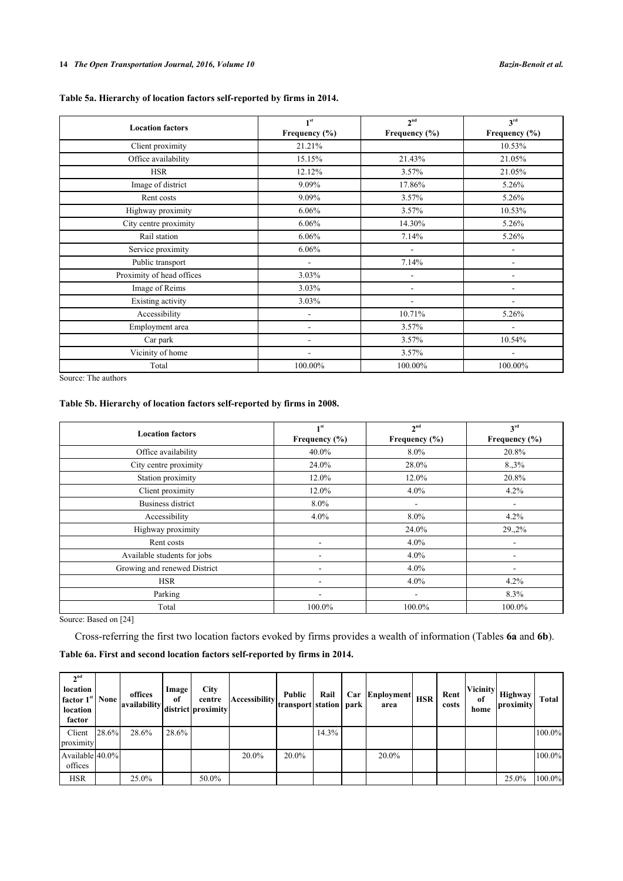**Table 5a. Hierarchy of location factors self-reported by firms in 2014.**

| Location factors | 1st Frequency (%) | 2nd Frequency (%) | 3rd Frequency (%) |
|---|---|---|---|
| Client proximity | 21.21% | | 10.53% |
| Office availability | 15.15% | 21.43% | 21.05% |
| HSR | 12.12% | 3.57% | 21.05% |
| Image of district | 9.09% | 17.86% | 5.26% |
| Rent costs | 9.09% | 3.57% | 5.26% |
| Highway proximity | 6.06% | 3.57% | 10.53% |
| City centre proximity | 6.06% | 14.30% | 5.26% |
| Rail station | 6.06% | 7.14% | 5.26% |
| Service proximity | 6.06% | - | - |
| Public transport | - | 7.14% | - |
| Proximity of head offices | 3.03% | - | - |
| Image of Reims | 3.03% | - | - |
| Existing activity | 3.03% | - | - |
| Accessibility | - | 10.71% | 5.26% |
| Employment area | - | 3.57% | - |
| Car park | - | 3.57% | 10.54% |
| Vicinity of home | - | 3.57% | - |
| Total | 100.00% | 100.00% | 100.00% |

Source: The authors

**Table 5b. Hierarchy of location factors self-reported by firms in 2008.**

| Location factors | 1st Frequency (%) | 2nd Frequency (%) | 3rd Frequency (%) |
|---|---|---|---|
| Office availability | 40.0% | 8.0% | 20.8% |
| City centre proximity | 24.0% | 28.0% | 8.,3% |
| Station proximity | 12.0% | 12.0% | 20.8% |
| Client proximity | 12.0% | 4.0% | 4.2% |
| Business district | 8.0% | - | - |
| Accessibility | 4.0% | 8.0% | 4.2% |
| Highway proximity | | 24.0% | 29.,2% |
| Rent costs | - | 4.0% | - |
| Available students for jobs | - | 4.0% | - |
| Growing and renewed District | - | 4.0% | - |
| HSR | - | 4.0% | 4.2% |
| Parking | - | - | 8.3% |
| Total | 100.0% | 100.0% | 100.0% |

Source: Based on [24]

Cross-referring the first two location factors evoked by firms provides a wealth of information (Tables **6a** and **6b**).

**Table 6a. First and second location factors self-reported by firms in 2014.**

| 2nd location factor 1st location factor | None | offices availability | Image of district | City centre proximity | Accessibility | Public transport | Rail station | Car park | Employment area | HSR | Rent costs | Vicinity of home | Highway proximity | Total |
|---|---|---|---|---|---|---|---|---|---|---|---|---|---|---|
| Client proximity | 28.6% | 28.6% | 28.6% | | | | 14.3% | | | | | | | 100.0% |
| Available offices | 40.0% | | | | 20.0% | 20.0% | | | 20.0% | | | | | 100.0% |
| HSR | | 25.0% | | 50.0% | | | | | | | | | 25.0% | 100.0% |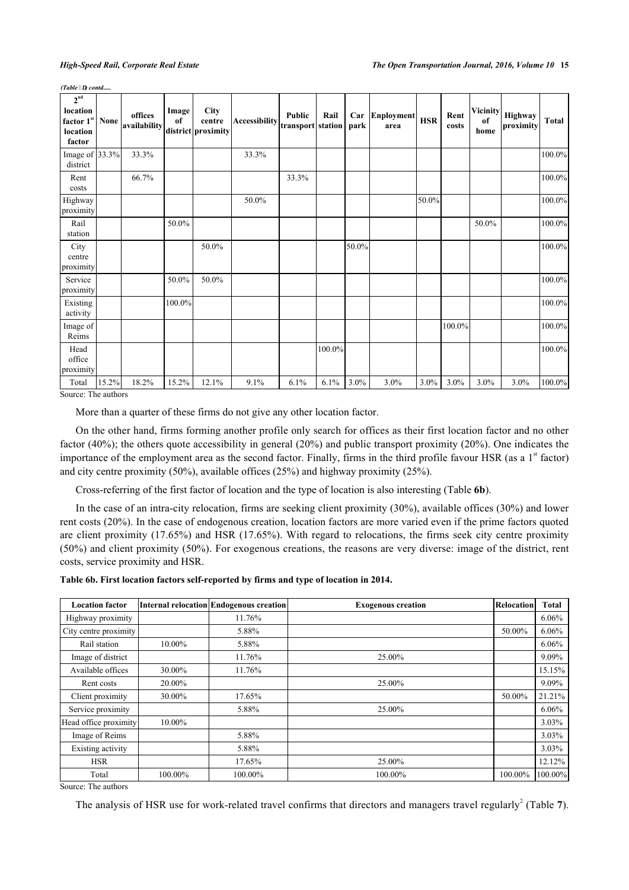*(Table 6a) contd.....*

| 2nd location factor 1st location factor | None | offices availability | Image of district | City centre proximity | Accessibility | Public transport | Rail station | Car park | Employment area | HSR | Rent costs | Vicinity of home | Highway proximity | Total |
|---|---|---|---|---|---|---|---|---|---|---|---|---|---|---|
| Image of district | 33.3% | 33.3% | | | 33.3% | | | | | | | | | 100.0% |
| Rent costs | | 66.7% | | | | 33.3% | | | | | | | | 100.0% |
| Highway proximity | | | | | 50.0% | | | | | 50.0% | | | | 100.0% |
| Rail station | | | 50.0% | | | | | | | | | 50.0% | | 100.0% |
| City centre proximity | | | | 50.0% | | | | 50.0% | | | | | | 100.0% |
| Service proximity | | | 50.0% | 50.0% | | | | | | | | | | 100.0% |
| Existing activity | | | 100.0% | | | | | | | | | | | 100.0% |
| Image of Reims | | | | | | | | | | | 100.0% | | | 100.0% |
| Head office proximity | | | | | | | 100.0% | | | | | | | 100.0% |
| Total | 15.2% | 18.2% | 15.2% | 12.1% | 9.1% | 6.1% | 6.1% | 3.0% | 3.0% | 3.0% | 3.0% | 3.0% | 3.0% | 100.0% |

Source: The authors

More than a quarter of these firms do not give any other location factor.

On the other hand, firms forming another profile only search for offices as their first location factor and no other factor (40%); the others quote accessibility in general (20%) and public transport proximity (20%). One indicates the importance of the employment area as the second factor. Finally, firms in the third profile favour HSR (as a 1st factor) and city centre proximity (50%), available offices (25%) and highway proximity (25%).

Cross-referring of the first factor of location and the type of location is also interesting (Table **6b**).

In the case of an intra-city relocation, firms are seeking client proximity (30%), available offices (30%) and lower rent costs (20%). In the case of endogenous creation, location factors are more varied even if the prime factors quoted are client proximity (17.65%) and HSR (17.65%). With regard to relocations, the firms seek city centre proximity (50%) and client proximity (50%). For exogenous creations, the reasons are very diverse: image of the district, rent costs, service proximity and HSR.

**Table 6b. First location factors self-reported by firms and type of location in 2014.**

| Location factor | Internal relocation | Endogenous creation | Exogenous creation | Relocation | Total |
|---|---|---|---|---|---|
| Highway proximity | | 11.76% | | | 6.06% |
| City centre proximity | | 5.88% | | 50.00% | 6.06% |
| Rail station | 10.00% | 5.88% | | | 6.06% |
| Image of district | | 11.76% | 25.00% | | 9.09% |
| Available offices | 30.00% | 11.76% | | | 15.15% |
| Rent costs | 20.00% | | 25.00% | | 9.09% |
| Client proximity | 30.00% | 17.65% | | 50.00% | 21.21% |
| Service proximity | | 5.88% | 25.00% | | 6.06% |
| Head office proximity | 10.00% | | | | 3.03% |
| Image of Reims | | 5.88% | | | 3.03% |
| Existing activity | | 5.88% | | | 3.03% |
| HSR | | 17.65% | 25.00% | | 12.12% |
| Total | 100.00% | 100.00% | 100.00% | 100.00% | 100.00% |

Source: The authors

The analysis of HSR use for work-related travel confirms that directors and managers travel regularly[2] (Table **7**).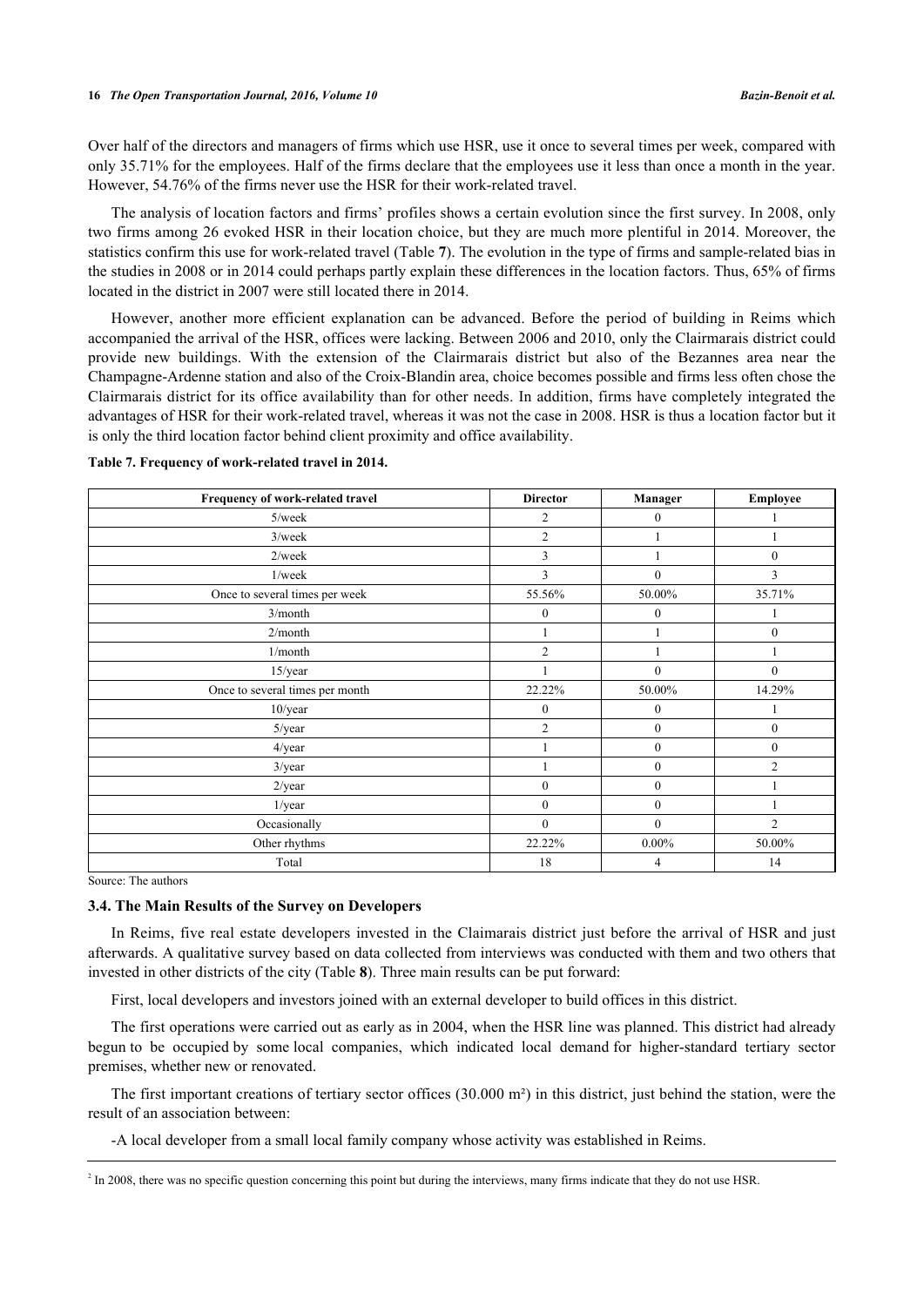Over half of the directors and managers of firms which use HSR, use it once to several times per week, compared with only 35.71% for the employees. Half of the firms declare that the employees use it less than once a month in the year. However, 54.76% of the firms never use the HSR for their work-related travel.

The analysis of location factors and firms' profiles shows a certain evolution since the first survey. In 2008, only two firms among 26 evoked HSR in their location choice, but they are much more plentiful in 2014. Moreover, the statistics confirm this use for work-related travel (Table **7**). The evolution in the type of firms and sample-related bias in the studies in 2008 or in 2014 could perhaps partly explain these differences in the location factors. Thus, 65% of firms located in the district in 2007 were still located there in 2014.

However, another more efficient explanation can be advanced. Before the period of building in Reims which accompanied the arrival of the HSR, offices were lacking. Between 2006 and 2010, only the Clairmarais district could provide new buildings. With the extension of the Clairmarais district but also of the Bezannes area near the Champagne-Ardenne station and also of the Croix-Blandin area, choice becomes possible and firms less often chose the Clairmarais district for its office availability than for other needs. In addition, firms have completely integrated the advantages of HSR for their work-related travel, whereas it was not the case in 2008. HSR is thus a location factor but it is only the third location factor behind client proximity and office availability.

**Table 7. Frequency of work-related travel in 2014.**

| Frequency of work-related travel | Director | Manager | Employee |
|---|---|---|---|
| 5/week | 2 | 0 | 1 |
| 3/week | 2 | 1 | 1 |
| 2/week | 3 | 1 | 0 |
| 1/week | 3 | 0 | 3 |
| Once to several times per week | 55.56% | 50.00% | 35.71% |
| 3/month | 0 | 0 | 1 |
| 2/month | 1 | 1 | 0 |
| 1/month | 2 | 1 | 1 |
| 15/year | 1 | 0 | 0 |
| Once to several times per month | 22.22% | 50.00% | 14.29% |
| 10/year | 0 | 0 | 1 |
| 5/year | 2 | 0 | 0 |
| 4/year | 1 | 0 | 0 |
| 3/year | 1 | 0 | 2 |
| 2/year | 0 | 0 | 1 |
| 1/year | 0 | 0 | 1 |
| Occasionally | 0 | 0 | 2 |
| Other rhythms | 22.22% | 0.00% | 50.00% |
| Total | 18 | 4 | 14 |

Source: The authors

### 3.4. The Main Results of the Survey on Developers

In Reims, five real estate developers invested in the Claimarais district just before the arrival of HSR and just afterwards. A qualitative survey based on data collected from interviews was conducted with them and two others that invested in other districts of the city (Table **8**). Three main results can be put forward:

First, local developers and investors joined with an external developer to build offices in this district.

The first operations were carried out as early as in 2004, when the HSR line was planned. This district had already begun to be occupied by some local companies, which indicated local demand for higher-standard tertiary sector premises, whether new or renovated.

The first important creations of tertiary sector offices (30.000 m²) in this district, just behind the station, were the result of an association between:

-A local developer from a small local family company whose activity was established in Reims.

---

[2] In 2008, there was no specific question concerning this point but during the interviews, many firms indicate that they do not use HSR.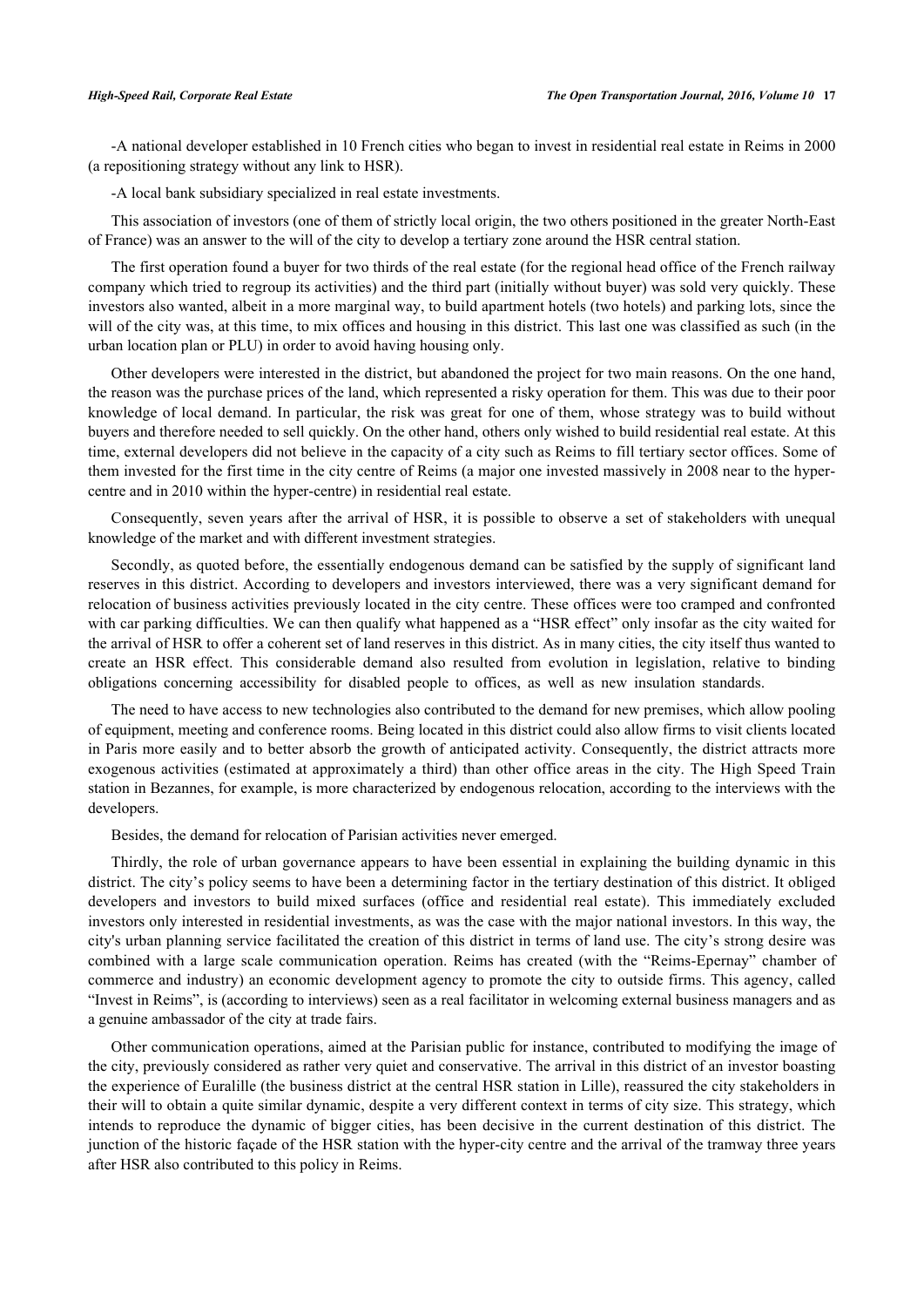-A national developer established in 10 French cities who began to invest in residential real estate in Reims in 2000 (a repositioning strategy without any link to HSR).

-A local bank subsidiary specialized in real estate investments.

This association of investors (one of them of strictly local origin, the two others positioned in the greater North-East of France) was an answer to the will of the city to develop a tertiary zone around the HSR central station.

The first operation found a buyer for two thirds of the real estate (for the regional head office of the French railway company which tried to regroup its activities) and the third part (initially without buyer) was sold very quickly. These investors also wanted, albeit in a more marginal way, to build apartment hotels (two hotels) and parking lots, since the will of the city was, at this time, to mix offices and housing in this district. This last one was classified as such (in the urban location plan or PLU) in order to avoid having housing only.

Other developers were interested in the district, but abandoned the project for two main reasons. On the one hand, the reason was the purchase prices of the land, which represented a risky operation for them. This was due to their poor knowledge of local demand. In particular, the risk was great for one of them, whose strategy was to build without buyers and therefore needed to sell quickly. On the other hand, others only wished to build residential real estate. At this time, external developers did not believe in the capacity of a city such as Reims to fill tertiary sector offices. Some of them invested for the first time in the city centre of Reims (a major one invested massively in 2008 near to the hyper-centre and in 2010 within the hyper-centre) in residential real estate.

Consequently, seven years after the arrival of HSR, it is possible to observe a set of stakeholders with unequal knowledge of the market and with different investment strategies.

Secondly, as quoted before, the essentially endogenous demand can be satisfied by the supply of significant land reserves in this district. According to developers and investors interviewed, there was a very significant demand for relocation of business activities previously located in the city centre. These offices were too cramped and confronted with car parking difficulties. We can then qualify what happened as a "HSR effect" only insofar as the city waited for the arrival of HSR to offer a coherent set of land reserves in this district. As in many cities, the city itself thus wanted to create an HSR effect. This considerable demand also resulted from evolution in legislation, relative to binding obligations concerning accessibility for disabled people to offices, as well as new insulation standards.

The need to have access to new technologies also contributed to the demand for new premises, which allow pooling of equipment, meeting and conference rooms. Being located in this district could also allow firms to visit clients located in Paris more easily and to better absorb the growth of anticipated activity. Consequently, the district attracts more exogenous activities (estimated at approximately a third) than other office areas in the city. The High Speed Train station in Bezannes, for example, is more characterized by endogenous relocation, according to the interviews with the developers.

Besides, the demand for relocation of Parisian activities never emerged.

Thirdly, the role of urban governance appears to have been essential in explaining the building dynamic in this district. The city's policy seems to have been a determining factor in the tertiary destination of this district. It obliged developers and investors to build mixed surfaces (office and residential real estate). This immediately excluded investors only interested in residential investments, as was the case with the major national investors. In this way, the city's urban planning service facilitated the creation of this district in terms of land use. The city's strong desire was combined with a large scale communication operation. Reims has created (with the "Reims-Epernay" chamber of commerce and industry) an economic development agency to promote the city to outside firms. This agency, called "Invest in Reims", is (according to interviews) seen as a real facilitator in welcoming external business managers and as a genuine ambassador of the city at trade fairs.

Other communication operations, aimed at the Parisian public for instance, contributed to modifying the image of the city, previously considered as rather very quiet and conservative. The arrival in this district of an investor boasting the experience of Euralille (the business district at the central HSR station in Lille), reassured the city stakeholders in their will to obtain a quite similar dynamic, despite a very different context in terms of city size. This strategy, which intends to reproduce the dynamic of bigger cities, has been decisive in the current destination of this district. The junction of the historic façade of the HSR station with the hyper-city centre and the arrival of the tramway three years after HSR also contributed to this policy in Reims.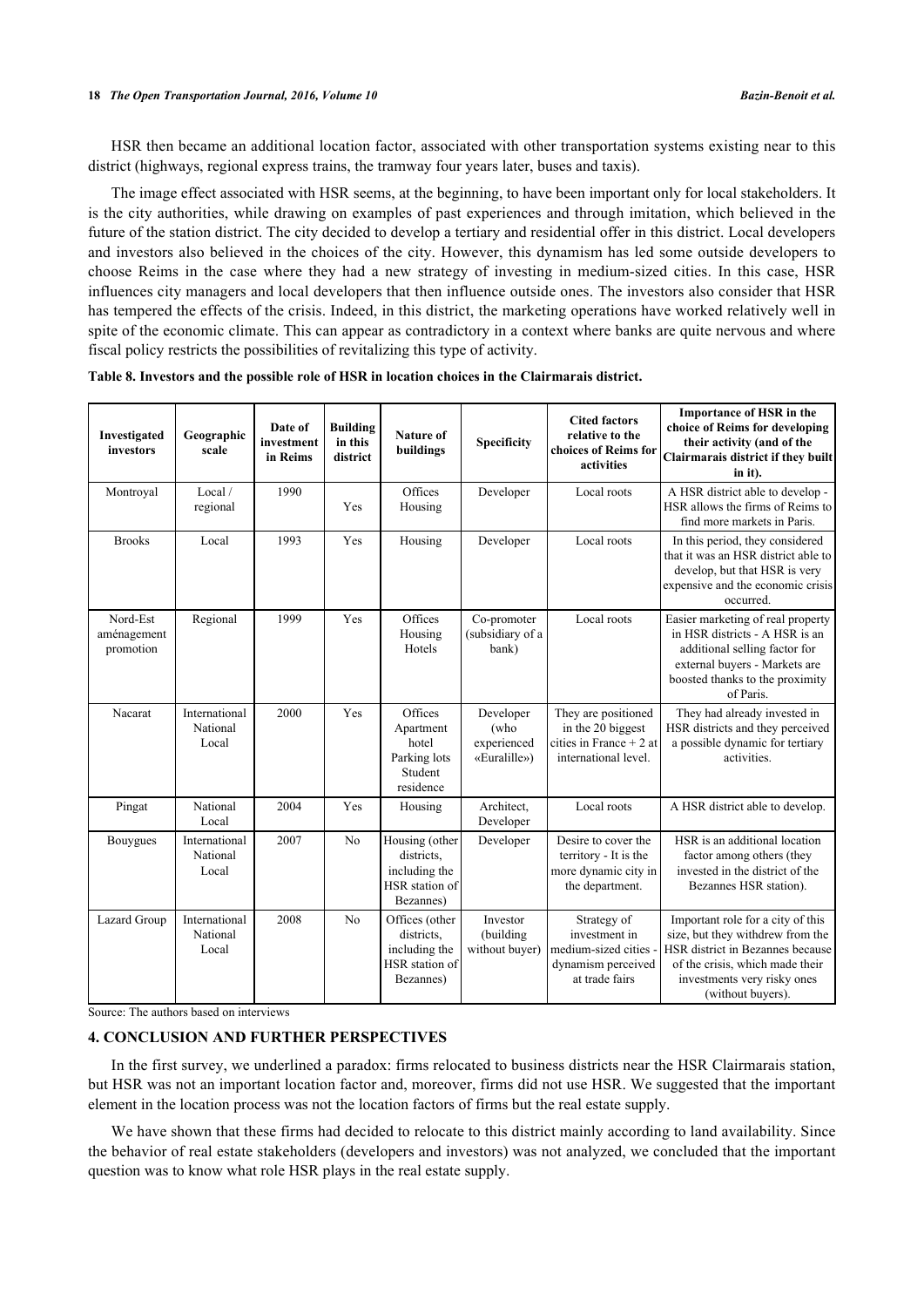HSR then became an additional location factor, associated with other transportation systems existing near to this district (highways, regional express trains, the tramway four years later, buses and taxis).

The image effect associated with HSR seems, at the beginning, to have been important only for local stakeholders. It is the city authorities, while drawing on examples of past experiences and through imitation, which believed in the future of the station district. The city decided to develop a tertiary and residential offer in this district. Local developers and investors also believed in the choices of the city. However, this dynamism has led some outside developers to choose Reims in the case where they had a new strategy of investing in medium-sized cities. In this case, HSR influences city managers and local developers that then influence outside ones. The investors also consider that HSR has tempered the effects of the crisis. Indeed, in this district, the marketing operations have worked relatively well in spite of the economic climate. This can appear as contradictory in a context where banks are quite nervous and where fiscal policy restricts the possibilities of revitalizing this type of activity.

**Table 8. Investors and the possible role of HSR in location choices in the Clairmarais district.**

| Investigated investors | Geographic scale | Date of investment in Reims | Building in this district | Nature of buildings | Specificity | Cited factors relative to the choices of Reims for activities | Importance of HSR in the choice of Reims for developing their activity (and of the Clairmarais district if they built in it). |
|---|---|---|---|---|---|---|---|
| Montroyal | Local / regional | 1990 | Yes | Offices Housing | Developer | Local roots | A HSR district able to develop - HSR allows the firms of Reims to find more markets in Paris. |
| Brooks | Local | 1993 | Yes | Housing | Developer | Local roots | In this period, they considered that it was an HSR district able to develop, but that HSR is very expensive and the economic crisis occurred. |
| Nord-Est aménagement promotion | Regional | 1999 | Yes | Offices Housing Hotels | Co-promoter (subsidiary of a bank) | Local roots | Easier marketing of real property in HSR districts - A HSR is an additional selling factor for external buyers - Markets are boosted thanks to the proximity of Paris. |
| Nacarat | International National Local | 2000 | Yes | Offices Apartment hotel Parking lots Student residence | Developer (who experienced «Euralille») | They are positioned in the 20 biggest cities in France + 2 at international level. | They had already invested in HSR districts and they perceived a possible dynamic for tertiary activities. |
| Pingat | National Local | 2004 | Yes | Housing | Architect, Developer | Local roots | A HSR district able to develop. |
| Bouygues | International National Local | 2007 | No | Housing (other districts, including the HSR station of Bezannes) | Developer | Desire to cover the territory - It is the more dynamic city in the department. | HSR is an additional location factor among others (they invested in the district of the Bezannes HSR station). |
| Lazard Group | International National Local | 2008 | No | Offices (other districts, including the HSR station of Bezannes) | Investor (building without buyer) | Strategy of investment in medium-sized cities - dynamism perceived at trade fairs | Important role for a city of this size, but they withdrew from the HSR district in Bezannes because of the crisis, which made their investments very risky ones (without buyers). |

Source: The authors based on interviews

## 4. CONCLUSION AND FURTHER PERSPECTIVES

In the first survey, we underlined a paradox: firms relocated to business districts near the HSR Clairmarais station, but HSR was not an important location factor and, moreover, firms did not use HSR. We suggested that the important element in the location process was not the location factors of firms but the real estate supply.

We have shown that these firms had decided to relocate to this district mainly according to land availability. Since the behavior of real estate stakeholders (developers and investors) was not analyzed, we concluded that the important question was to know what role HSR plays in the real estate supply.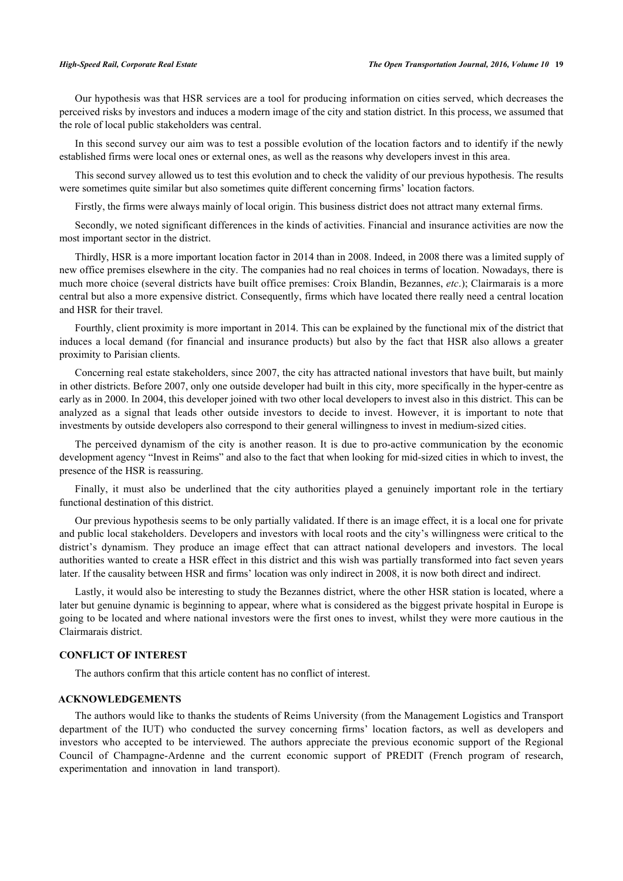Our hypothesis was that HSR services are a tool for producing information on cities served, which decreases the perceived risks by investors and induces a modern image of the city and station district. In this process, we assumed that the role of local public stakeholders was central.

In this second survey our aim was to test a possible evolution of the location factors and to identify if the newly established firms were local ones or external ones, as well as the reasons why developers invest in this area.

This second survey allowed us to test this evolution and to check the validity of our previous hypothesis. The results were sometimes quite similar but also sometimes quite different concerning firms' location factors.

Firstly, the firms were always mainly of local origin. This business district does not attract many external firms.

Secondly, we noted significant differences in the kinds of activities. Financial and insurance activities are now the most important sector in the district.

Thirdly, HSR is a more important location factor in 2014 than in 2008. Indeed, in 2008 there was a limited supply of new office premises elsewhere in the city. The companies had no real choices in terms of location. Nowadays, there is much more choice (several districts have built office premises: Croix Blandin, Bezannes, *etc*.); Clairmarais is a more central but also a more expensive district. Consequently, firms which have located there really need a central location and HSR for their travel.

Fourthly, client proximity is more important in 2014. This can be explained by the functional mix of the district that induces a local demand (for financial and insurance products) but also by the fact that HSR also allows a greater proximity to Parisian clients.

Concerning real estate stakeholders, since 2007, the city has attracted national investors that have built, but mainly in other districts. Before 2007, only one outside developer had built in this city, more specifically in the hyper-centre as early as in 2000. In 2004, this developer joined with two other local developers to invest also in this district. This can be analyzed as a signal that leads other outside investors to decide to invest. However, it is important to note that investments by outside developers also correspond to their general willingness to invest in medium-sized cities.

The perceived dynamism of the city is another reason. It is due to pro-active communication by the economic development agency "Invest in Reims" and also to the fact that when looking for mid-sized cities in which to invest, the presence of the HSR is reassuring.

Finally, it must also be underlined that the city authorities played a genuinely important role in the tertiary functional destination of this district.

Our previous hypothesis seems to be only partially validated. If there is an image effect, it is a local one for private and public local stakeholders. Developers and investors with local roots and the city's willingness were critical to the district's dynamism. They produce an image effect that can attract national developers and investors. The local authorities wanted to create a HSR effect in this district and this wish was partially transformed into fact seven years later. If the causality between HSR and firms' location was only indirect in 2008, it is now both direct and indirect.

Lastly, it would also be interesting to study the Bezannes district, where the other HSR station is located, where a later but genuine dynamic is beginning to appear, where what is considered as the biggest private hospital in Europe is going to be located and where national investors were the first ones to invest, whilst they were more cautious in the Clairmarais district.

## CONFLICT OF INTEREST

The authors confirm that this article content has no conflict of interest.

## ACKNOWLEDGEMENTS

The authors would like to thanks the students of Reims University (from the Management Logistics and Transport department of the IUT) who conducted the survey concerning firms' location factors, as well as developers and investors who accepted to be interviewed. The authors appreciate the previous economic support of the Regional Council of Champagne-Ardenne and the current economic support of PREDIT (French program of research, experimentation and innovation in land transport).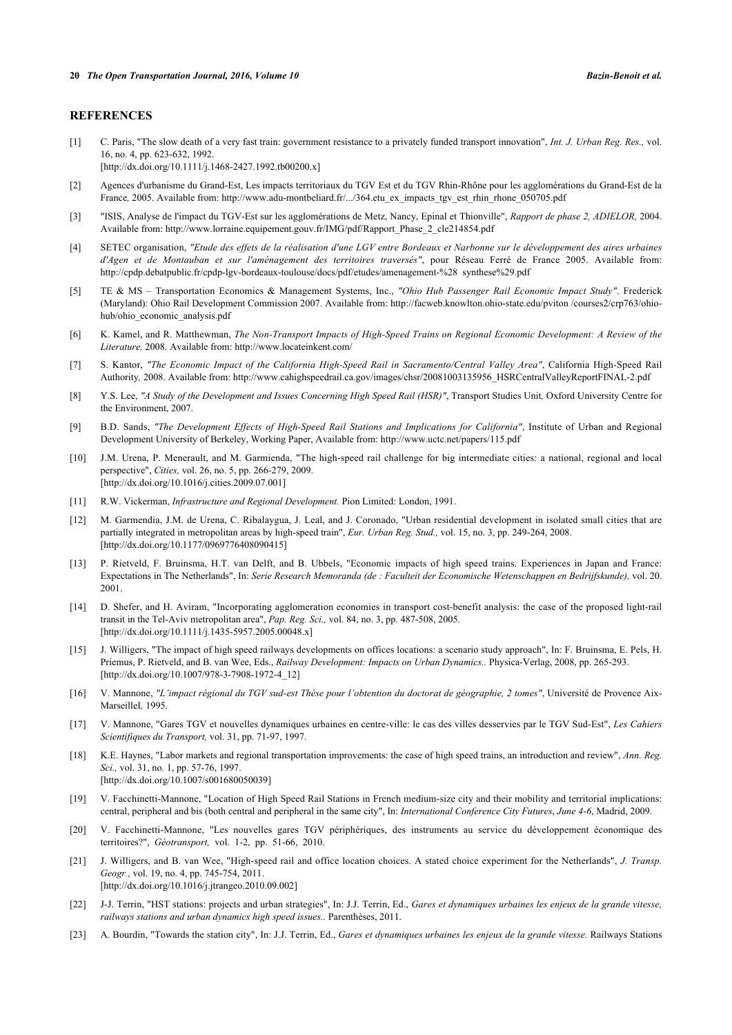## REFERENCES

[1] C. Paris, "The slow death of a very fast train: government resistance to a privately funded transport innovation", *Int. J. Urban Reg. Res.,* vol. 16, no. 4, pp. 623-632, 1992.
[http://dx.doi.org/10.1111/j.1468-2427.1992.tb00200.x]

[2] Agences d'urbanisme du Grand-Est, Les impacts territoriaux du TGV Est et du TGV Rhin-Rhône pour les agglomérations du Grand-Est de la France*,* 2005. Available from: http://www.adu-montbeliard.fr/.../364.etu_ex_impacts_tgv_est_rhin_rhone_050705.pdf

[3] "ISIS, Analyse de l'impact du TGV-Est sur les agglomérations de Metz, Nancy, Epinal et Thionville", *Rapport de phase 2, ADIELOR,* 2004. Available from: http://www.lorraine.equipement.gouv.fr/IMG/pdf/Rapport_Phase_2_cle214854.pdf

[4] SETEC organisation, *"Etude des effets de la réalisation d'une LGV entre Bordeaux et Narbonne sur le développement des aires urbaines d'Agen et de Montauban et sur l'aménagement des territoires traversés"*, pour Réseau Ferré de France 2005. Available from: http://cpdp.debatpublic.fr/cpdp-lgv-bordeaux-toulouse/docs/pdf/etudes/amenagement-%28 synthese%29.pdf

[5] TE & MS – Transportation Economics & Management Systems, Inc., *"Ohio Hub Passenger Rail Economic Impact Study"*. Frederick (Maryland): Ohio Rail Development Commission 2007. Available from: http://facweb.knowlton.ohio-state.edu/pviton /courses2/crp763/ohio-hub/ohio_economic_analysis.pdf

[6] K. Kamel, and R. Matthewman, *The Non-Transport Impacts of High-Speed Trains on Regional Economic Development: A Review of the Literature,* 2008. Available from: http://www.locateinkent.com/

[7] S. Kantor, *"The Economic Impact of the California High-Speed Rail in Sacramento/Central Valley Area"*, California High-Speed Rail Authority*,* 2008. Available from: http://www.cahighspeedrail.ca.gov/images/chsr/20081003135956_HSRCentralValleyReportFINAL-2.pdf

[8] Y.S. Lee, *"A Study of the Development and Issues Concerning High Speed Rail (HSR)"*, Transport Studies Unit*,* Oxford University Centre for the Environment, 2007.

[9] B.D. Sands, *"The Development Effects of High-Speed Rail Stations and Implications for California"*, Institute of Urban and Regional Development University of Berkeley, Working Paper, Available from: http://www.uctc.net/papers/115.pdf

[10] J.M. Urena, P. Menerault, and M. Garmienda, "The high-speed rail challenge for big intermediate cities: a national, regional and local perspective", *Cities,* vol. 26, no. 5, pp. 266-279, 2009.
[http://dx.doi.org/10.1016/j.cities.2009.07.001]

[11] R.W. Vickerman, *Infrastructure and Regional Development.* Pion Limited: London, 1991.

[12] M. Garmendia, J.M. de Urena, C. Ribalaygua, J. Leal, and J. Coronado, "Urban residential development in isolated small cities that are partially integrated in metropolitan areas by high-speed train", *Eur. Urban Reg. Stud.,* vol. 15, no. 3, pp. 249-264, 2008.
[http://dx.doi.org/10.1177/0969776408090415]

[13] P. Rietveld, F. Bruinsma, H.T. van Delft, and B. Ubbels, "Economic impacts of high speed trains. Experiences in Japan and France: Expectations in The Netherlands", In: *Serie Research Memoranda (de : Faculteit der Economische Wetenschappen en Bedrijfskunde),* vol. 20. 2001.

[14] D. Shefer, and H. Aviram, "Incorporating agglomeration economies in transport cost-benefit analysis: the case of the proposed light-rail transit in the Tel-Aviv metropolitan area", *Pap. Reg. Sci.,* vol. 84, no. 3, pp. 487-508, 2005.
[http://dx.doi.org/10.1111/j.1435-5957.2005.00048.x]

[15] J. Willigers, "The impact of high speed railways developments on offices locations: a scenario study approach", In: F. Bruinsma, E. Pels, H. Priemus, P. Rietveld, and B. van Wee, Eds., *Railway Development: Impacts on Urban Dynamics.*. Physica-Verlag, 2008, pp. 265-293.
[http://dx.doi.org/10.1007/978-3-7908-1972-4_12]

[16] V. Mannone, *"L'impact régional du TGV sud-est Thèse pour l'obtention du doctorat de géographie, 2 tomes"*, Université de Provence Aix-MarseilleI*,* 1995.

[17] V. Mannone, "Gares TGV et nouvelles dynamiques urbaines en centre-ville: le cas des villes desservies par le TGV Sud-Est", *Les Cahiers Scientifiques du Transport,* vol. 31, pp. 71-97, 1997.

[18] K.E. Haynes, "Labor markets and regional transportation improvements: the case of high speed trains, an introduction and review", *Ann. Reg. Sci.,* vol. 31, no. 1, pp. 57-76, 1997.
[http://dx.doi.org/10.1007/s001680050039]

[19] V. Facchinetti-Mannone, "Location of High Speed Rail Stations in French medium-size city and their mobility and territorial implications: central, peripheral and bis (both central and peripheral in the same city", In: *International Conference City Futures*, *June 4-6*, Madrid, 2009.

[20] V. Facchinetti-Mannone, "Les nouvelles gares TGV périphériques, des instruments au service du développement économique des territoires?", *Géotransport,* vol. 1-2, pp. 51-66, 2010.

[21] J. Willigers, and B. van Wee, "High-speed rail and office location choices. A stated choice experiment for the Netherlands", *J. Transp. Geogr.,* vol. 19, no. 4, pp. 745-754, 2011.
[http://dx.doi.org/10.1016/j.jtrangeo.2010.09.002]

[22] J-J. Terrin, "HST stations: projects and urban strategies", In: J.J. Terrin, Ed., *Gares et dynamiques urbaines les enjeux de la grande vitesse, railways stations and urban dynamics high speed issues.*. Parenthèses, 2011.

[23] A. Bourdin, "Towards the station city", In: J.J. Terrin, Ed., *Gares et dynamiques urbaines les enjeux de la grande vitesse.* Railways Stations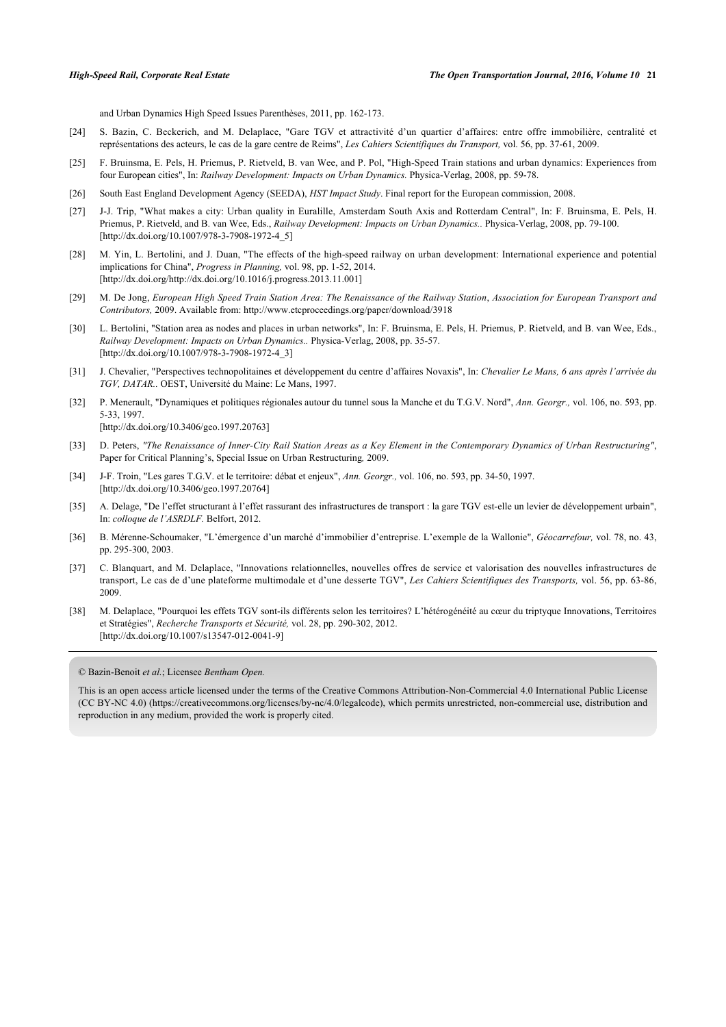and Urban Dynamics High Speed Issues Parenthèses, 2011, pp. 162-173.

[24] S. Bazin, C. Beckerich, and M. Delaplace, "Gare TGV et attractivité d'un quartier d'affaires: entre offre immobilière, centralité et représentations des acteurs, le cas de la gare centre de Reims", *Les Cahiers Scientifiques du Transport,* vol. 56, pp. 37-61, 2009.

[25] F. Bruinsma, E. Pels, H. Priemus, P. Rietveld, B. van Wee, and P. Pol, "High-Speed Train stations and urban dynamics: Experiences from four European cities", In: *Railway Development: Impacts on Urban Dynamics.* Physica-Verlag, 2008, pp. 59-78.

[26] South East England Development Agency (SEEDA), *HST Impact Study*. Final report for the European commission, 2008.

[27] J-J. Trip, "What makes a city: Urban quality in Euralille, Amsterdam South Axis and Rotterdam Central", In: F. Bruinsma, E. Pels, H. Priemus, P. Rietveld, and B. van Wee, Eds., *Railway Development: Impacts on Urban Dynamics..* Physica-Verlag, 2008, pp. 79-100. [http://dx.doi.org/10.1007/978-3-7908-1972-4_5]

[28] M. Yin, L. Bertolini, and J. Duan, "The effects of the high-speed railway on urban development: International experience and potential implications for China", *Progress in Planning,* vol. 98, pp. 1-52, 2014. [http://dx.doi.org/http://dx.doi.org/10.1016/j.progress.2013.11.001]

[29] M. De Jong, *European High Speed Train Station Area: The Renaissance of the Railway Station*, *Association for European Transport and Contributors,* 2009. Available from: http://www.etcproceedings.org/paper/download/3918

[30] L. Bertolini, "Station area as nodes and places in urban networks", In: F. Bruinsma, E. Pels, H. Priemus, P. Rietveld, and B. van Wee, Eds., *Railway Development: Impacts on Urban Dynamics..* Physica-Verlag, 2008, pp. 35-57. [http://dx.doi.org/10.1007/978-3-7908-1972-4_3]

[31] J. Chevalier, "Perspectives technopolitaines et développement du centre d'affaires Novaxis", In: *Chevalier Le Mans, 6 ans après l'arrivée du TGV, DATAR..* OEST, Université du Maine: Le Mans, 1997.

[32] P. Menerault, "Dynamiques et politiques régionales autour du tunnel sous la Manche et du T.G.V. Nord", *Ann. Georgr.,* vol. 106, no. 593, pp. 5-33, 1997. [http://dx.doi.org/10.3406/geo.1997.20763]

[33] D. Peters, *"The Renaissance of Inner-City Rail Station Areas as a Key Element in the Contemporary Dynamics of Urban Restructuring"*, Paper for Critical Planning's, Special Issue on Urban Restructuring*,* 2009.

[34] J-F. Troin, "Les gares T.G.V. et le territoire: débat et enjeux", *Ann. Georgr.,* vol. 106, no. 593, pp. 34-50, 1997. [http://dx.doi.org/10.3406/geo.1997.20764]

[35] A. Delage, "De l'effet structurant à l'effet rassurant des infrastructures de transport : la gare TGV est-elle un levier de développement urbain", In: *colloque de l'ASRDLF.* Belfort, 2012.

[36] B. Mérenne-Schoumaker, "L'émergence d'un marché d'immobilier d'entreprise. L'exemple de la Wallonie", *Géocarrefour,* vol. 78, no. 43, pp. 295-300, 2003.

[37] C. Blanquart, and M. Delaplace, "Innovations relationnelles, nouvelles offres de service et valorisation des nouvelles infrastructures de transport, Le cas de d'une plateforme multimodale et d'une desserte TGV", *Les Cahiers Scientifiques des Transports,* vol. 56, pp. 63-86, 2009.

[38] M. Delaplace, "Pourquoi les effets TGV sont-ils différents selon les territoires? L'hétérogénéité au cœur du triptyque Innovations, Territoires et Stratégies", *Recherche Transports et Sécurité,* vol. 28, pp. 290-302, 2012. [http://dx.doi.org/10.1007/s13547-012-0041-9]

---

© Bazin-Benoit *et al.*; Licensee *Bentham Open.*

This is an open access article licensed under the terms of the Creative Commons Attribution-Non-Commercial 4.0 International Public License (CC BY-NC 4.0) (https://creativecommons.org/licenses/by-nc/4.0/legalcode), which permits unrestricted, non-commercial use, distribution and reproduction in any medium, provided the work is properly cited.